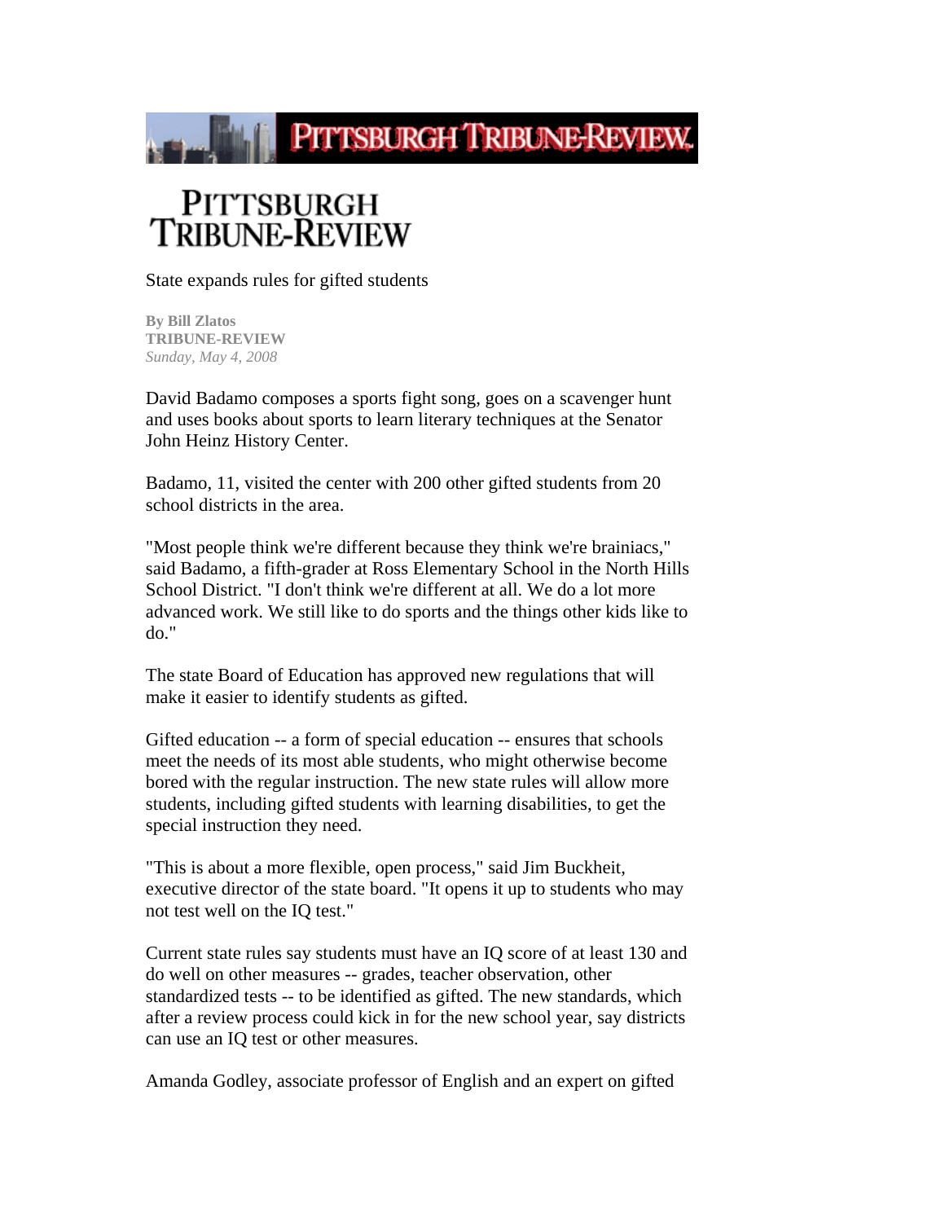# PITTSBURGH TRIBUNE-REVIEW

## State expands rules for gifted students

**By Bill Zlatos**
**TRIBUNE-REVIEW**
*Sunday, May 4, 2008*

David Badamo composes a sports fight song, goes on a scavenger hunt and uses books about sports to learn literary techniques at the Senator John Heinz History Center.

Badamo, 11, visited the center with 200 other gifted students from 20 school districts in the area.

"Most people think we're different because they think we're brainiacs," said Badamo, a fifth-grader at Ross Elementary School in the North Hills School District. "I don't think we're different at all. We do a lot more advanced work. We still like to do sports and the things other kids like to do."

The state Board of Education has approved new regulations that will make it easier to identify students as gifted.

Gifted education -- a form of special education -- ensures that schools meet the needs of its most able students, who might otherwise become bored with the regular instruction. The new state rules will allow more students, including gifted students with learning disabilities, to get the special instruction they need.

"This is about a more flexible, open process," said Jim Buckheit, executive director of the state board. "It opens it up to students who may not test well on the IQ test."

Current state rules say students must have an IQ score of at least 130 and do well on other measures -- grades, teacher observation, other standardized tests -- to be identified as gifted. The new standards, which after a review process could kick in for the new school year, say districts can use an IQ test or other measures.

Amanda Godley, associate professor of English and an expert on gifted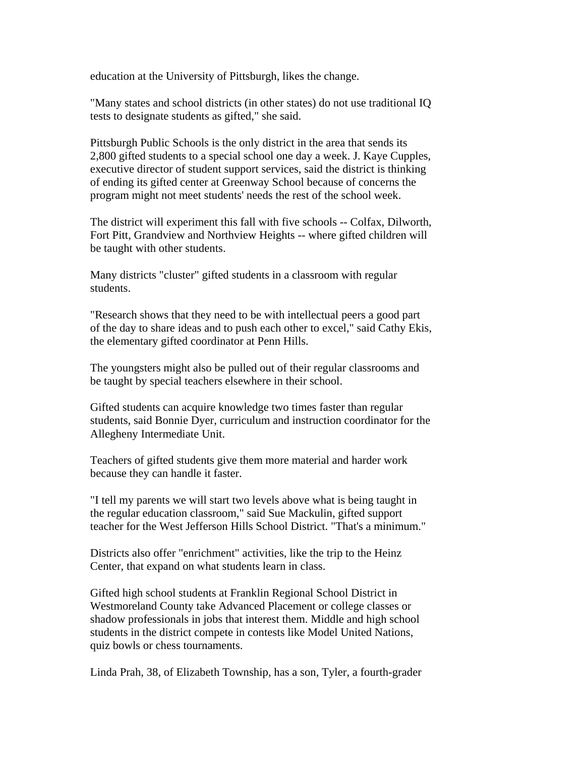education at the University of Pittsburgh, likes the change.

"Many states and school districts (in other states) do not use traditional IQ tests to designate students as gifted," she said.

Pittsburgh Public Schools is the only district in the area that sends its 2,800 gifted students to a special school one day a week. J. Kaye Cupples, executive director of student support services, said the district is thinking of ending its gifted center at Greenway School because of concerns the program might not meet students' needs the rest of the school week.

The district will experiment this fall with five schools -- Colfax, Dilworth, Fort Pitt, Grandview and Northview Heights -- where gifted children will be taught with other students.

Many districts "cluster" gifted students in a classroom with regular students.

"Research shows that they need to be with intellectual peers a good part of the day to share ideas and to push each other to excel," said Cathy Ekis, the elementary gifted coordinator at Penn Hills.

The youngsters might also be pulled out of their regular classrooms and be taught by special teachers elsewhere in their school.

Gifted students can acquire knowledge two times faster than regular students, said Bonnie Dyer, curriculum and instruction coordinator for the Allegheny Intermediate Unit.

Teachers of gifted students give them more material and harder work because they can handle it faster.

"I tell my parents we will start two levels above what is being taught in the regular education classroom," said Sue Mackulin, gifted support teacher for the West Jefferson Hills School District. "That's a minimum."

Districts also offer "enrichment" activities, like the trip to the Heinz Center, that expand on what students learn in class.

Gifted high school students at Franklin Regional School District in Westmoreland County take Advanced Placement or college classes or shadow professionals in jobs that interest them. Middle and high school students in the district compete in contests like Model United Nations, quiz bowls or chess tournaments.

Linda Prah, 38, of Elizabeth Township, has a son, Tyler, a fourth-grader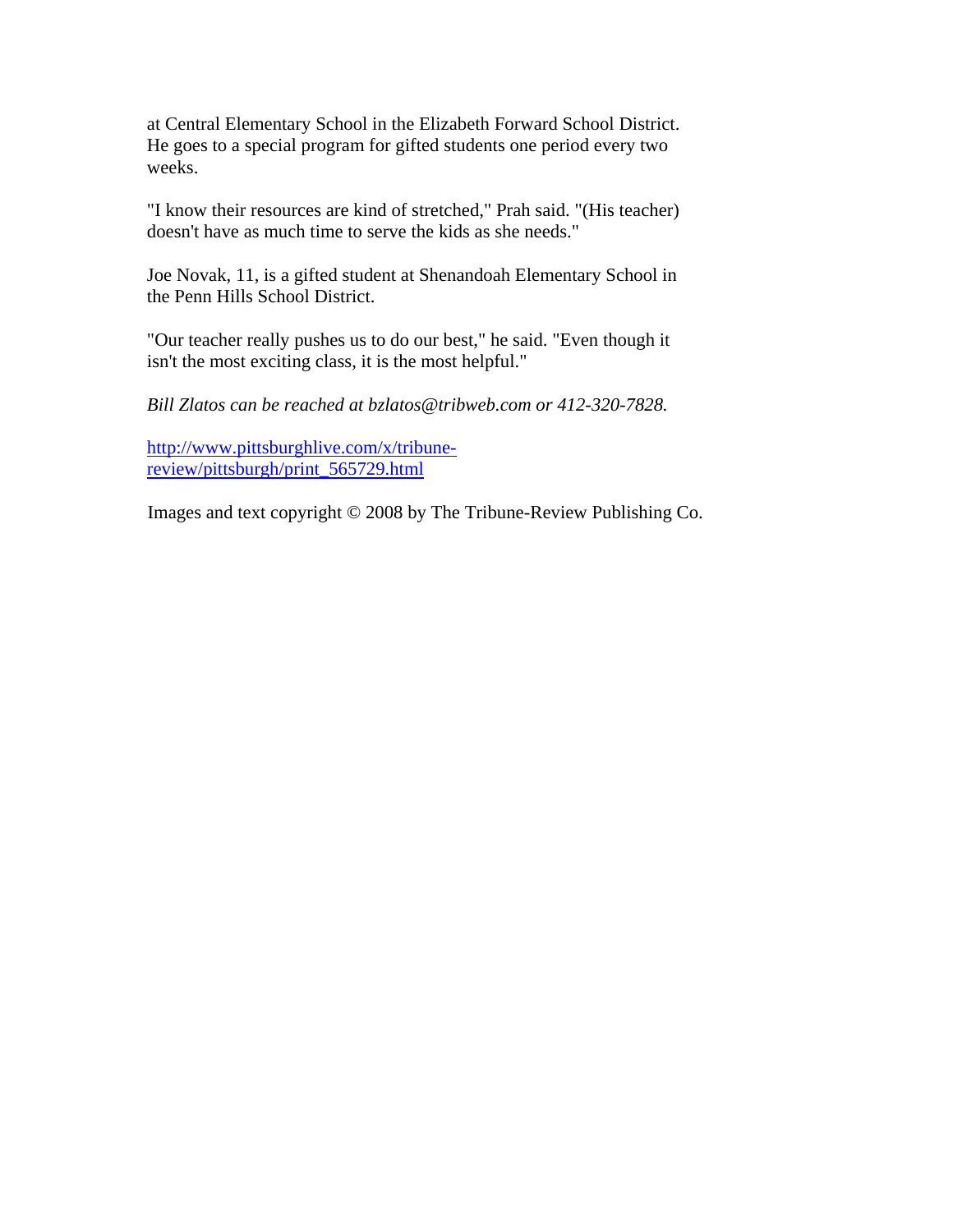at Central Elementary School in the Elizabeth Forward School District. He goes to a special program for gifted students one period every two weeks.

"I know their resources are kind of stretched," Prah said. "(His teacher) doesn't have as much time to serve the kids as she needs."

Joe Novak, 11, is a gifted student at Shenandoah Elementary School in the Penn Hills School District.

"Our teacher really pushes us to do our best," he said. "Even though it isn't the most exciting class, it is the most helpful."

*Bill Zlatos can be reached at bzlatos@tribweb.com or 412-320-7828.*

[http://www.pittsburghlive.com/x/tribune-review/pittsburgh/print_565729.html](http://www.pittsburghlive.com/x/tribune-review/pittsburgh/print_565729.html)

Images and text copyright © 2008 by The Tribune-Review Publishing Co.